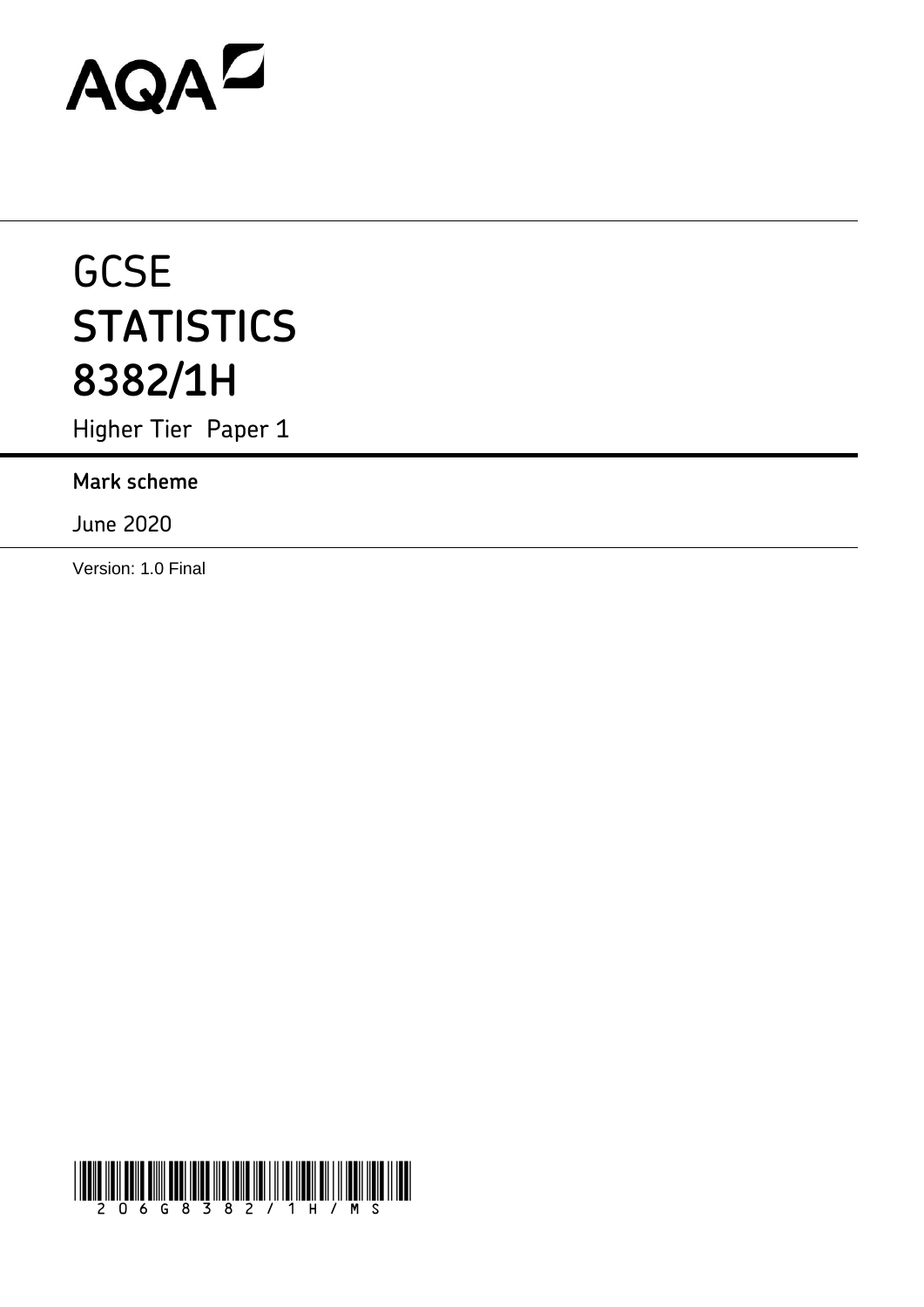AQA

# GCSE
# STATISTICS
# 8382/1H

Higher Tier Paper 1

**Mark scheme**

June 2020

Version: 1.0 Final

206G8382/1H/MS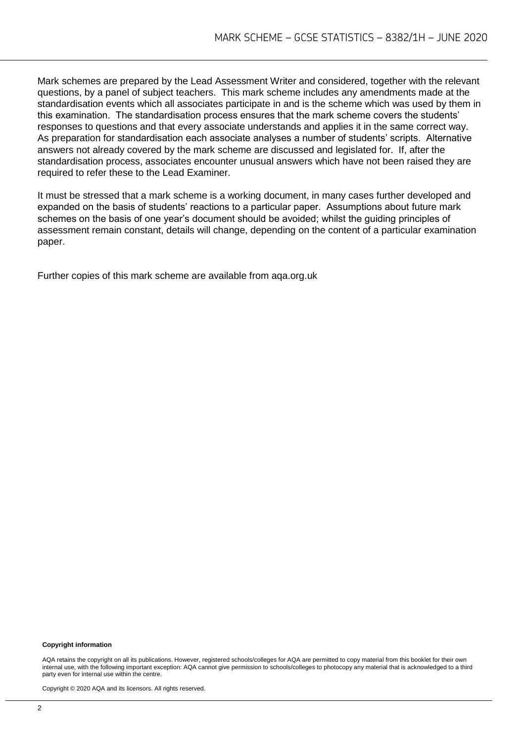Mark schemes are prepared by the Lead Assessment Writer and considered, together with the relevant questions, by a panel of subject teachers. This mark scheme includes any amendments made at the standardisation events which all associates participate in and is the scheme which was used by them in this examination. The standardisation process ensures that the mark scheme covers the students' responses to questions and that every associate understands and applies it in the same correct way. As preparation for standardisation each associate analyses a number of students' scripts. Alternative answers not already covered by the mark scheme are discussed and legislated for. If, after the standardisation process, associates encounter unusual answers which have not been raised they are required to refer these to the Lead Examiner.

It must be stressed that a mark scheme is a working document, in many cases further developed and expanded on the basis of students' reactions to a particular paper. Assumptions about future mark schemes on the basis of one year's document should be avoided; whilst the guiding principles of assessment remain constant, details will change, depending on the content of a particular examination paper.

Further copies of this mark scheme are available from aqa.org.uk

**Copyright information**

AQA retains the copyright on all its publications. However, registered schools/colleges for AQA are permitted to copy material from this booklet for their own internal use, with the following important exception: AQA cannot give permission to schools/colleges to photocopy any material that is acknowledged to a third party even for internal use within the centre.

Copyright © 2020 AQA and its licensors. All rights reserved.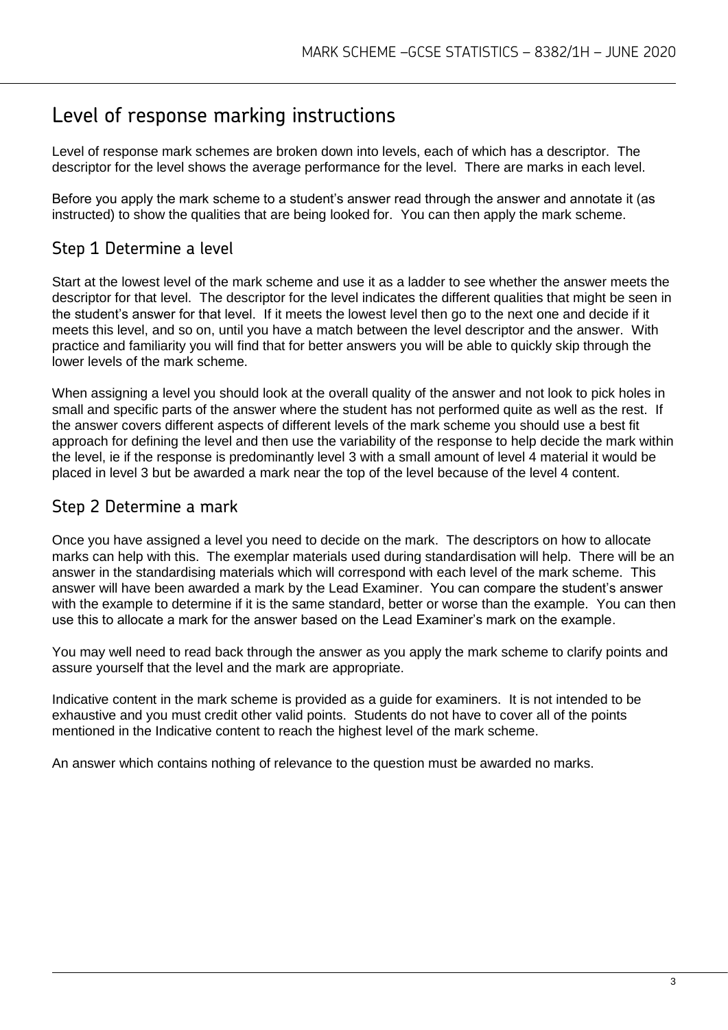# Level of response marking instructions

Level of response mark schemes are broken down into levels, each of which has a descriptor. The descriptor for the level shows the average performance for the level. There are marks in each level.

Before you apply the mark scheme to a student's answer read through the answer and annotate it (as instructed) to show the qualities that are being looked for. You can then apply the mark scheme.

## Step 1 Determine a level

Start at the lowest level of the mark scheme and use it as a ladder to see whether the answer meets the descriptor for that level. The descriptor for the level indicates the different qualities that might be seen in the student's answer for that level. If it meets the lowest level then go to the next one and decide if it meets this level, and so on, until you have a match between the level descriptor and the answer. With practice and familiarity you will find that for better answers you will be able to quickly skip through the lower levels of the mark scheme.

When assigning a level you should look at the overall quality of the answer and not look to pick holes in small and specific parts of the answer where the student has not performed quite as well as the rest. If the answer covers different aspects of different levels of the mark scheme you should use a best fit approach for defining the level and then use the variability of the response to help decide the mark within the level, ie if the response is predominantly level 3 with a small amount of level 4 material it would be placed in level 3 but be awarded a mark near the top of the level because of the level 4 content.

## Step 2 Determine a mark

Once you have assigned a level you need to decide on the mark. The descriptors on how to allocate marks can help with this. The exemplar materials used during standardisation will help. There will be an answer in the standardising materials which will correspond with each level of the mark scheme. This answer will have been awarded a mark by the Lead Examiner. You can compare the student's answer with the example to determine if it is the same standard, better or worse than the example. You can then use this to allocate a mark for the answer based on the Lead Examiner's mark on the example.

You may well need to read back through the answer as you apply the mark scheme to clarify points and assure yourself that the level and the mark are appropriate.

Indicative content in the mark scheme is provided as a guide for examiners. It is not intended to be exhaustive and you must credit other valid points. Students do not have to cover all of the points mentioned in the Indicative content to reach the highest level of the mark scheme.

An answer which contains nothing of relevance to the question must be awarded no marks.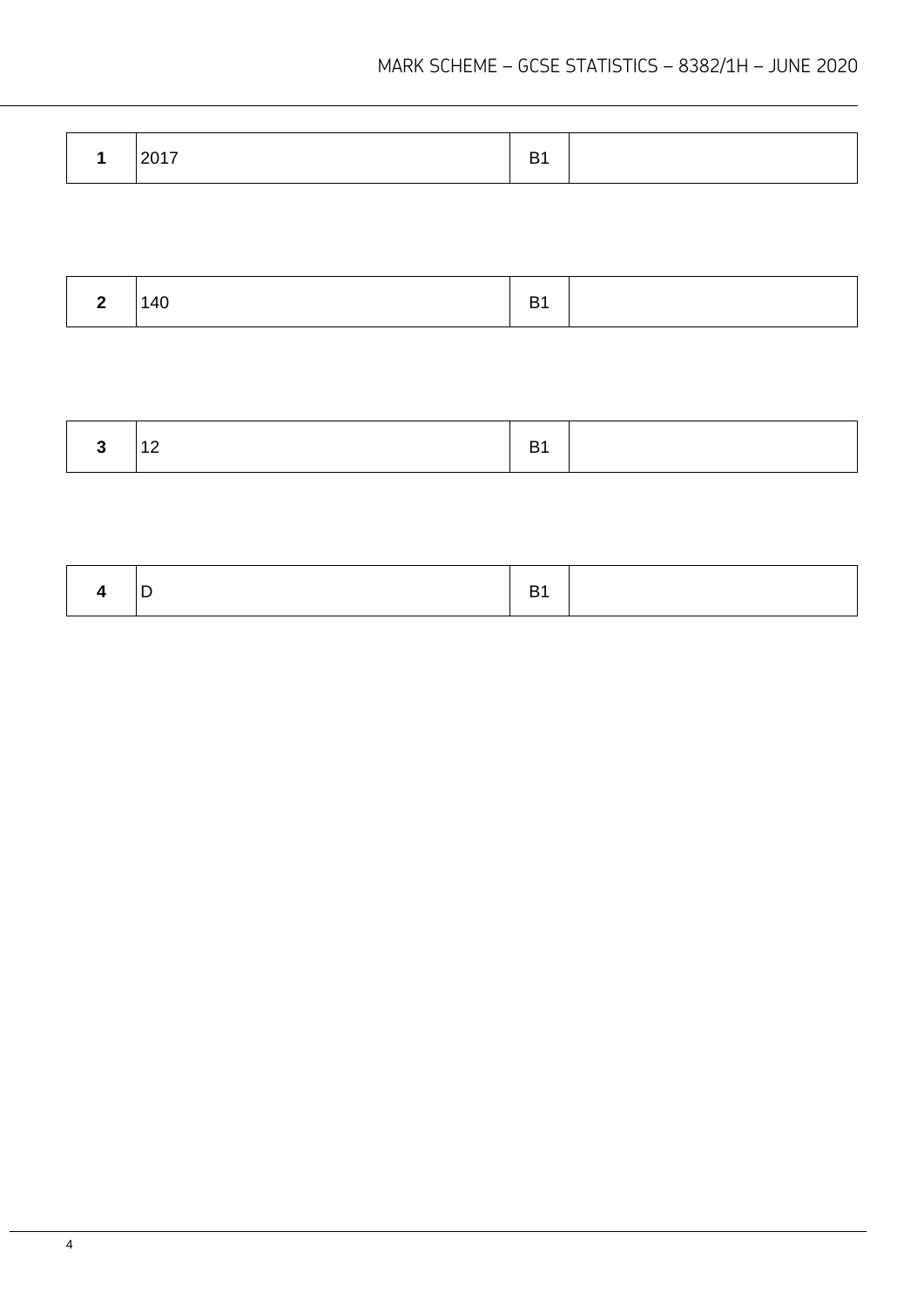| 1 | 2017 | B1 | |
|---|---|---|---|

| 2 | 140 | B1 | |
|---|---|---|---|

| 3 | 12 | B1 | |
|---|---|---|---|

| 4 | D | B1 | |
|---|---|---|---|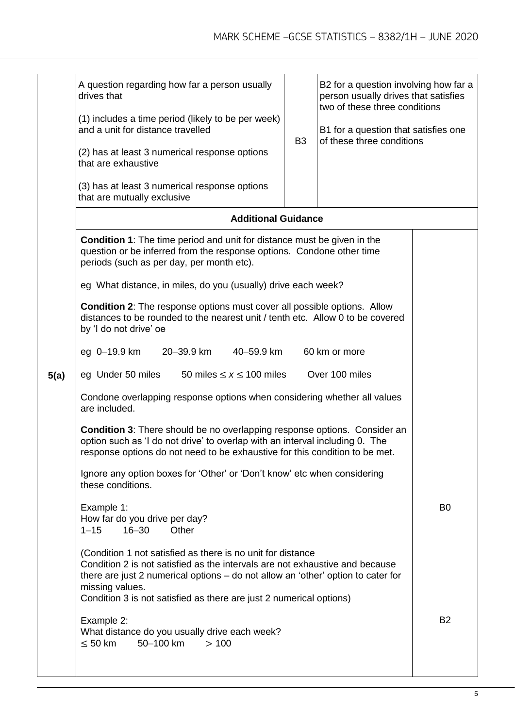| | | | |
|---|---|---|---|
| 5(a) | A question regarding how far a person usually drives that<br><br>(1) includes a time period (likely to be per week) and a unit for distance travelled<br><br>(2) has at least 3 numerical response options that are exhaustive<br><br>(3) has at least 3 numerical response options that are mutually exclusive | B3 | B2 for a question involving how far a person usually drives that satisfies two of these three conditions<br><br>B1 for a question that satisfies one of these three conditions |

**Additional Guidance**

| | |
|---|---|
| **Condition 1**: The time period and unit for distance must be given in the question or be inferred from the response options. Condone other time periods (such as per day, per month etc).<br><br>eg What distance, in miles, do you (usually) drive each week?<br><br>**Condition 2**: The response options must cover all possible options. Allow distances to be rounded to the nearest unit / tenth etc. Allow 0 to be covered by 'I do not drive' oe<br><br>eg 0–19.9 km 20–39.9 km 40–59.9 km 60 km or more<br><br>eg Under 50 miles 50 miles $\leq x \leq$ 100 miles Over 100 miles<br><br>Condone overlapping response options when considering whether all values are included.<br><br>**Condition 3**: There should be no overlapping response options. Consider an option such as 'I do not drive' to overlap with an interval including 0. The response options do not need to be exhaustive for this condition to be met.<br><br>Ignore any option boxes for 'Other' or 'Don't know' etc when considering these conditions. | |
| Example 1:<br>How far do you drive per day?<br>1–15 16–30 Other<br><br>(Condition 1 not satisfied as there is no unit for distance<br>Condition 2 is not satisfied as the intervals are not exhaustive and because there are just 2 numerical options – do not allow an 'other' option to cater for missing values.<br>Condition 3 is not satisfied as there are just 2 numerical options) | B0 |
| Example 2:<br>What distance do you usually drive each week?<br>$\leq$ 50 km 50–100 km $>$ 100 | B2 |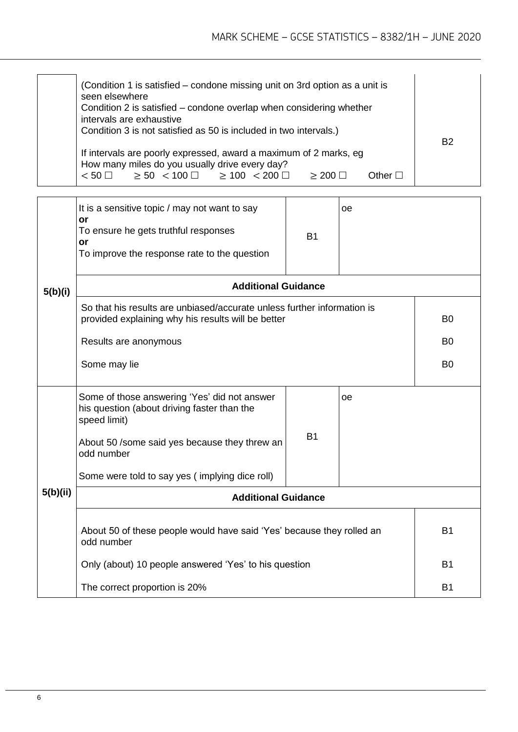| | | |
|---|---|---|
| | (Condition 1 is satisfied – condone missing unit on 3rd option as a unit is seen elsewhere<br>Condition 2 is satisfied – condone overlap when considering whether intervals are exhaustive<br>Condition 3 is not satisfied as 50 is included in two intervals.)<br><br>If intervals are poorly expressed, award a maximum of 2 marks, eg<br>How many miles do you usually drive every day?<br>$< 50$ ☐ $\geq 50$ $< 100$ ☐ $\geq 100$ $< 200$ ☐ $\geq 200$ ☐ Other ☐ | B2 |

| Question | Answer | Mark | Comments |
|---|---|---|---|
| 5(b)(i) | It is a sensitive topic / may not want to say<br>**or**<br>To ensure he gets truthful responses<br>**or**<br>To improve the response rate to the question | B1 | oe |
| | **Additional Guidance** | | |
| | So that his results are unbiased/accurate unless further information is provided explaining why his results will be better | | B0 |
| | Results are anonymous | | B0 |
| | Some may lie | | B0 |
| 5(b)(ii) | Some of those answering 'Yes' did not answer his question (about driving faster than the speed limit)<br><br>About 50 /some said yes because they threw an odd number<br><br>Some were told to say yes ( implying dice roll) | B1 | oe |
| | **Additional Guidance** | | |
| | About 50 of these people would have said 'Yes' because they rolled an odd number | | B1 |
| | Only (about) 10 people answered 'Yes' to his question | | B1 |
| | The correct proportion is 20% | | B1 |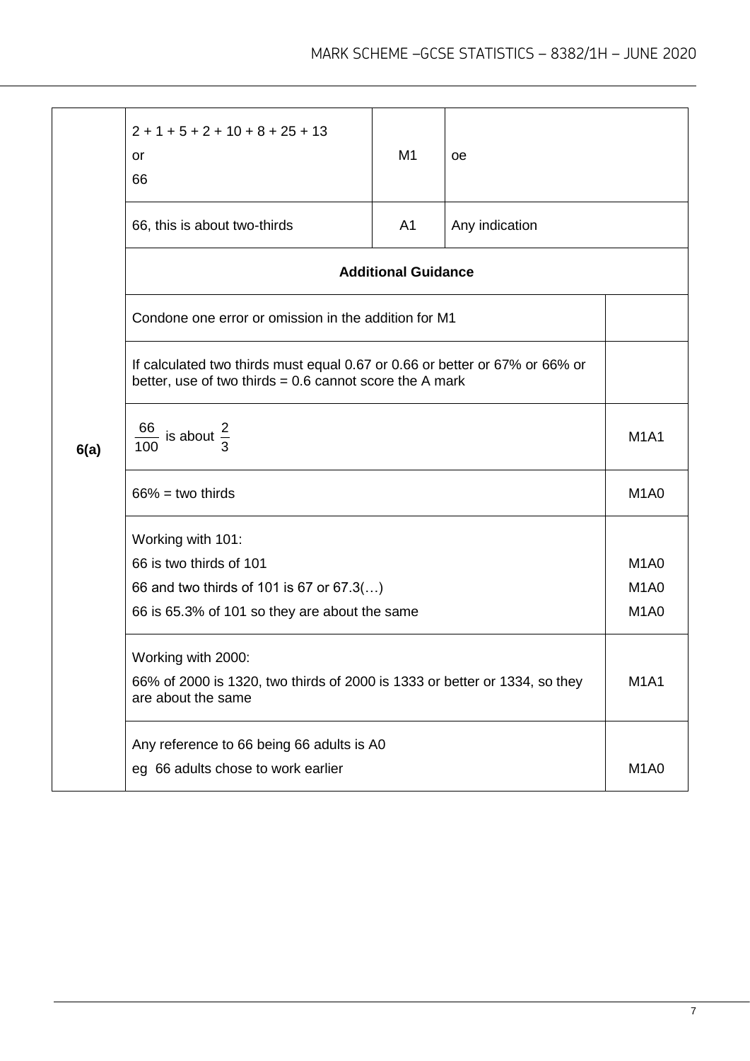| Question | Answer | Mark | Comments |
|---|---|---|---|
| 6(a) | $2 + 1 + 5 + 2 + 10 + 8 + 25 + 13$<br>or<br>66 | M1 | oe |
| | 66, this is about two-thirds | A1 | Any indication |
| | **Additional Guidance** | | |
| | Condone one error or omission in the addition for M1 | | |
| | If calculated two thirds must equal 0.67 or 0.66 or better or 67% or 66% or better, use of two thirds = 0.6 cannot score the A mark | | |
| | $\frac{66}{100}$ is about $\frac{2}{3}$ | | M1A1 |
| | 66% = two thirds | | M1A0 |
| | Working with 101:<br>66 is two thirds of 101<br>66 and two thirds of 101 is 67 or 67.3(…)<br>66 is 65.3% of 101 so they are about the same | | <br>M1A0<br>M1A0<br>M1A0 |
| | Working with 2000:<br>66% of 2000 is 1320, two thirds of 2000 is 1333 or better or 1334, so they are about the same | | M1A1 |
| | Any reference to 66 being 66 adults is A0<br>eg 66 adults chose to work earlier | | M1A0 |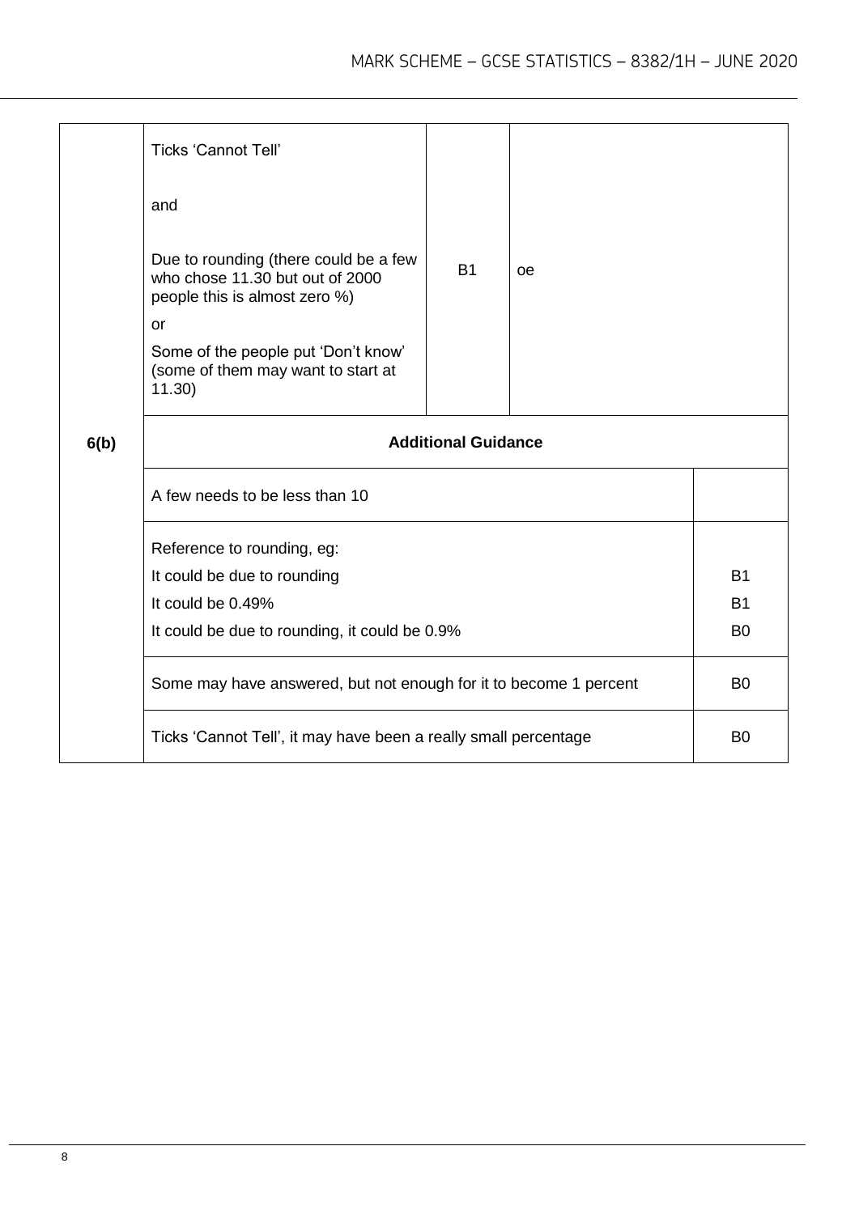| Question | Answer | Marks | Comments |
|---|---|---|---|
| 6(b) | Ticks 'Cannot Tell'<br><br>and<br><br>Due to rounding (there could be a few who chose 11.30 but out of 2000 people this is almost zero %)<br>or<br>Some of the people put 'Don't know' (some of them may want to start at 11.30) | B1 | oe |

**Additional Guidance**

| Guidance | Mark |
|---|---|
| A few needs to be less than 10 | |
| Reference to rounding, eg:<br>It could be due to rounding<br>It could be 0.49%<br>It could be due to rounding, it could be 0.9% | <br>B1<br>B1<br>B0 |
| Some may have answered, but not enough for it to become 1 percent | B0 |
| Ticks 'Cannot Tell', it may have been a really small percentage | B0 |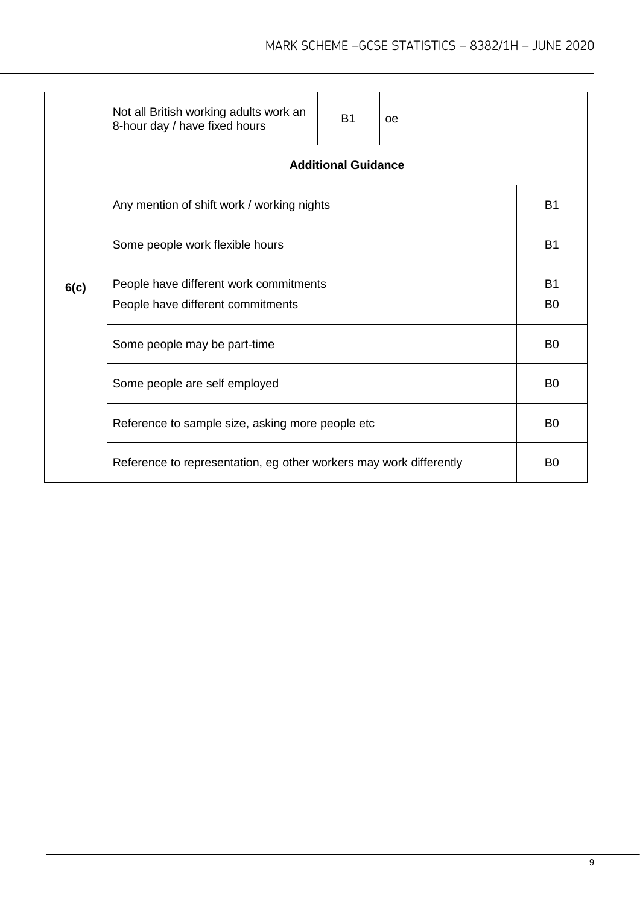| Question | Answer | Mark | Comments |
|---|---|---|---|
| 6(c) | Not all British working adults work an 8-hour day / have fixed hours | B1 | oe |
| | **Additional Guidance** | | |
| | Any mention of shift work / working nights | | B1 |
| | Some people work flexible hours | | B1 |
| | People have different work commitments<br>People have different commitments | | B1<br>B0 |
| | Some people may be part-time | | B0 |
| | Some people are self employed | | B0 |
| | Reference to sample size, asking more people etc | | B0 |
| | Reference to representation, eg other workers may work differently | | B0 |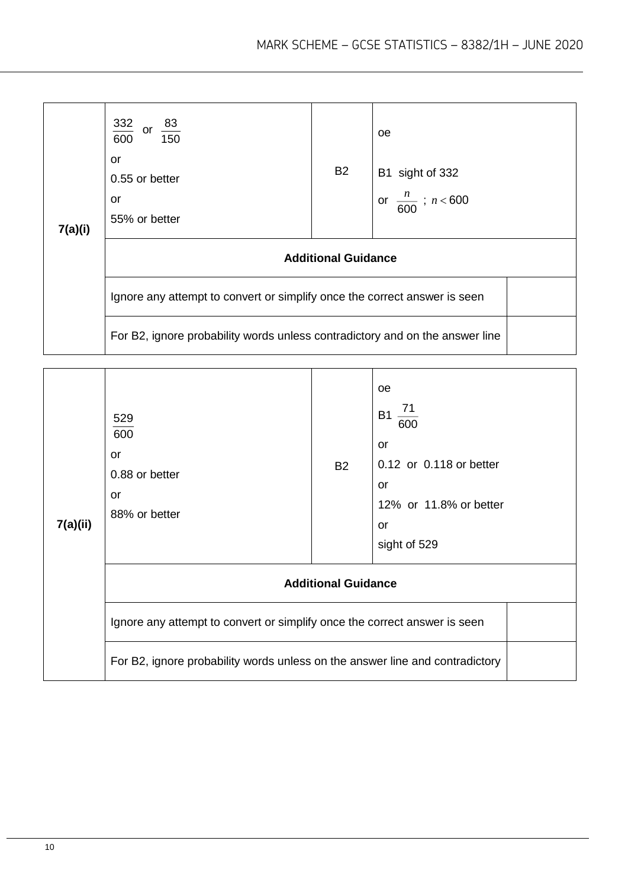| Question | Answer | Mark | Comments |
|---|---|---|---|
| 7(a)(i) | $\frac{332}{600}$ or $\frac{83}{150}$<br>or<br>0.55 or better<br>or<br>55% or better | B2 | oe<br><br>B1 sight of 332<br>or $\frac{n}{600}$ ; $n < 600$ |
| | **Additional Guidance** | | |
| | Ignore any attempt to convert or simplify once the correct answer is seen | | |
| | For B2, ignore probability words unless contradictory and on the answer line | | |

| Question | Answer | Mark | Comments |
|---|---|---|---|
| 7(a)(ii) | $\frac{529}{600}$<br>or<br>0.88 or better<br>or<br>88% or better | B2 | oe<br>B1 $\frac{71}{600}$<br>or<br>0.12 or 0.118 or better<br>or<br>12% or 11.8% or better<br>or<br>sight of 529 |
| | **Additional Guidance** | | |
| | Ignore any attempt to convert or simplify once the correct answer is seen | | |
| | For B2, ignore probability words unless on the answer line and contradictory | | |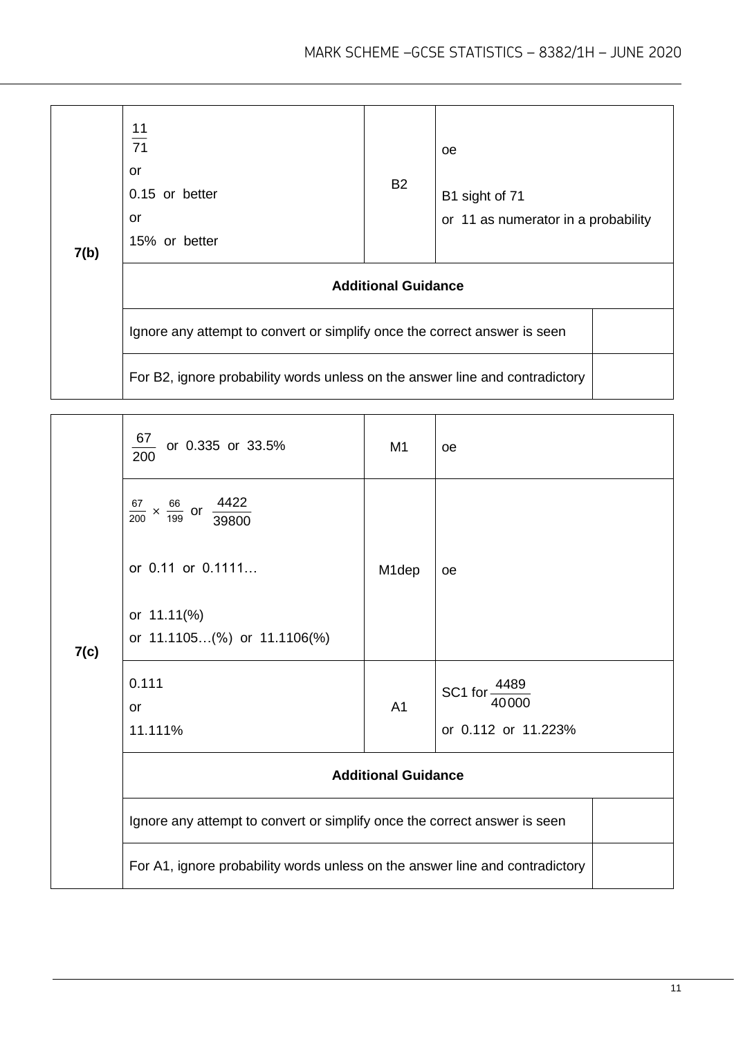| Question | Answer | Mark | Comments |
|---|---|---|---|
| 7(b) | $\frac{11}{71}$<br>or<br>0.15 or better<br>or<br>15% or better | B2 | oe<br><br>B1 sight of 71<br>or 11 as numerator in a probability |
| | **Additional Guidance** | | |
| | Ignore any attempt to convert or simplify once the correct answer is seen | | |
| | For B2, ignore probability words unless on the answer line and contradictory | | |

| Question | Answer | Mark | Comments |
|---|---|---|---|
| 7(c) | $\frac{67}{200}$ or 0.335 or 33.5% | M1 | oe |
| | $\frac{67}{200} \times \frac{66}{199}$ or $\frac{4422}{39800}$<br><br>or 0.11 or 0.1111…<br><br>or 11.11(%)<br>or 11.1105…(%) or 11.1106(%) | M1dep | oe |
| | 0.111<br>or<br>11.111% | A1 | SC1 for $\frac{4489}{40000}$<br>or 0.112 or 11.223% |
| | **Additional Guidance** | | |
| | Ignore any attempt to convert or simplify once the correct answer is seen | | |
| | For A1, ignore probability words unless on the answer line and contradictory | | |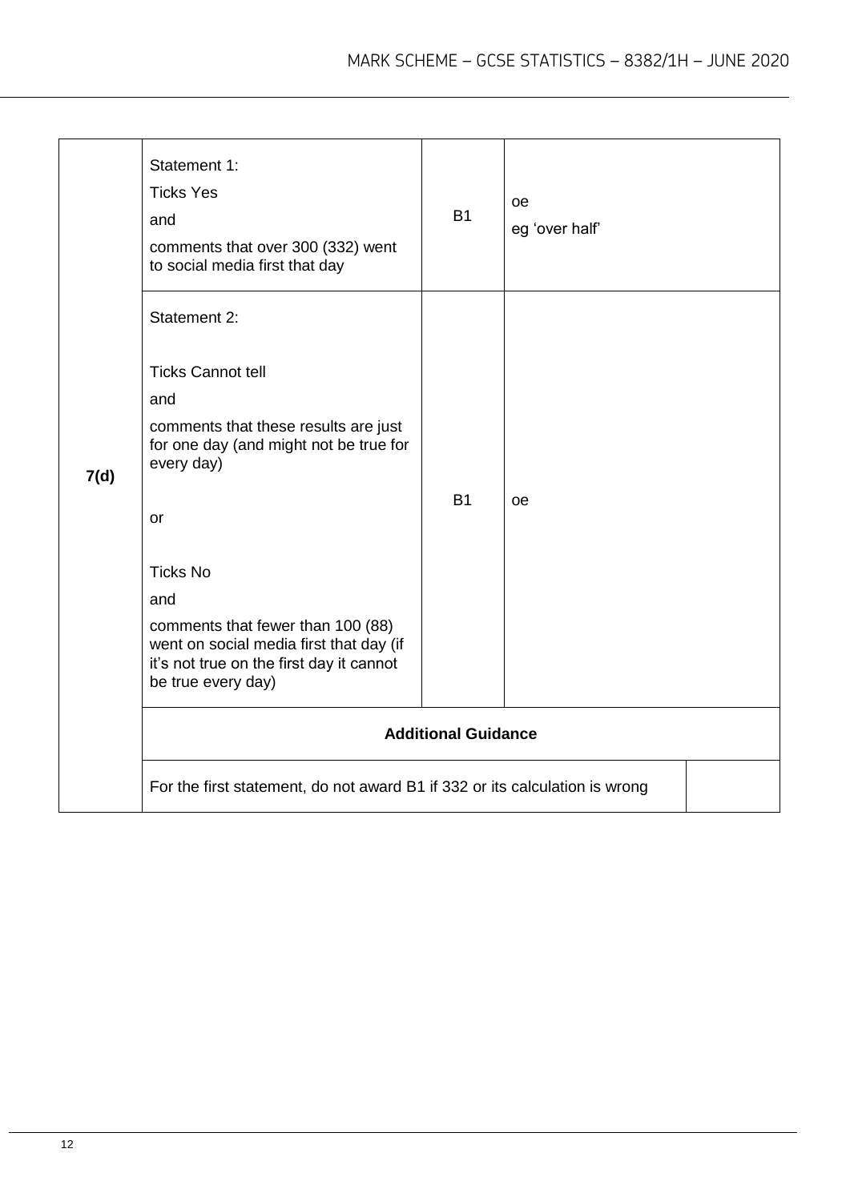| Question | Answer | Mark | Comments |
| --- | --- | --- | --- |
| 7(d) | Statement 1:<br>Ticks Yes<br>and<br>comments that over 300 (332) went to social media first that day | B1 | oe<br>eg 'over half' |
| | Statement 2:<br><br>Ticks Cannot tell<br>and<br>comments that these results are just for one day (and might not be true for every day)<br><br>or<br><br>Ticks No<br>and<br>comments that fewer than 100 (88) went on social media first that day (if it's not true on the first day it cannot be true every day) | B1 | oe |
| | **Additional Guidance** | | |
| | For the first statement, do not award B1 if 332 or its calculation is wrong | | |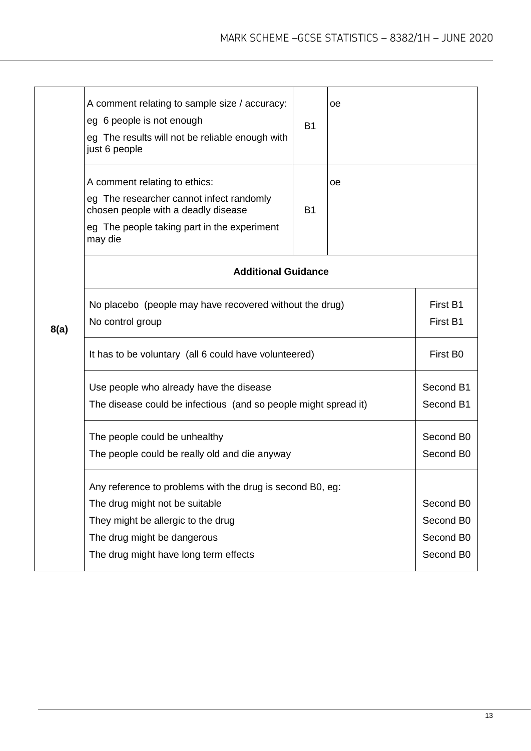| Question | Answer | Mark | Comments |
|---|---|---|---|
| 8(a) | A comment relating to sample size / accuracy:<br>eg 6 people is not enough<br>eg The results will not be reliable enough with just 6 people | B1 | oe |
| | A comment relating to ethics:<br>eg The researcher cannot infect randomly chosen people with a deadly disease<br>eg The people taking part in the experiment may die | B1 | oe |

**Additional Guidance**

| Guidance | Mark |
|---|---|
| No placebo (people may have recovered without the drug)<br>No control group | First B1<br>First B1 |
| It has to be voluntary (all 6 could have volunteered) | First B0 |
| Use people who already have the disease<br>The disease could be infectious (and so people might spread it) | Second B1<br>Second B1 |
| The people could be unhealthy<br>The people could be really old and die anyway | Second B0<br>Second B0 |
| Any reference to problems with the drug is second B0, eg:<br>The drug might not be suitable<br>They might be allergic to the drug<br>The drug might be dangerous<br>The drug might have long term effects | <br>Second B0<br>Second B0<br>Second B0<br>Second B0 |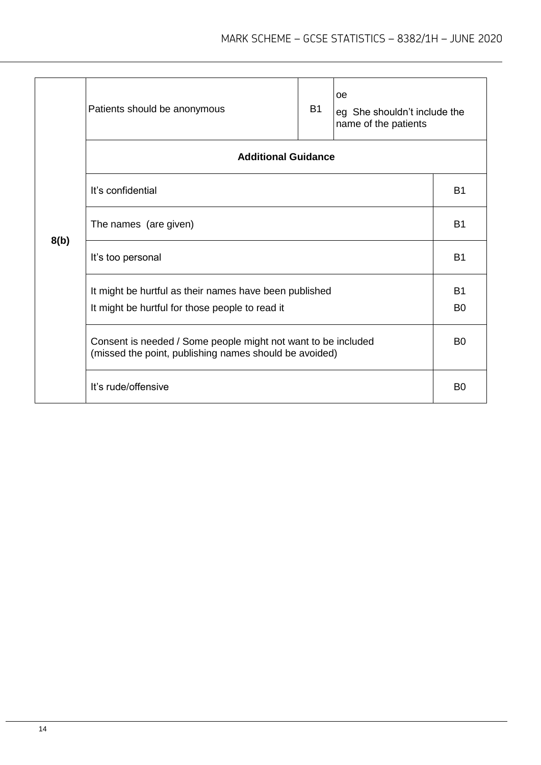| Question | Answer | Mark | Comments |
|---|---|---|---|
| 8(b) | Patients should be anonymous | B1 | oe<br>eg She shouldn't include the name of the patients |
| | **Additional Guidance** | | |
| | It's confidential | | B1 |
| | The names (are given) | | B1 |
| | It's too personal | | B1 |
| | It might be hurtful as their names have been published<br>It might be hurtful for those people to read it | | B1<br>B0 |
| | Consent is needed / Some people might not want to be included (missed the point, publishing names should be avoided) | | B0 |
| | It's rude/offensive | | B0 |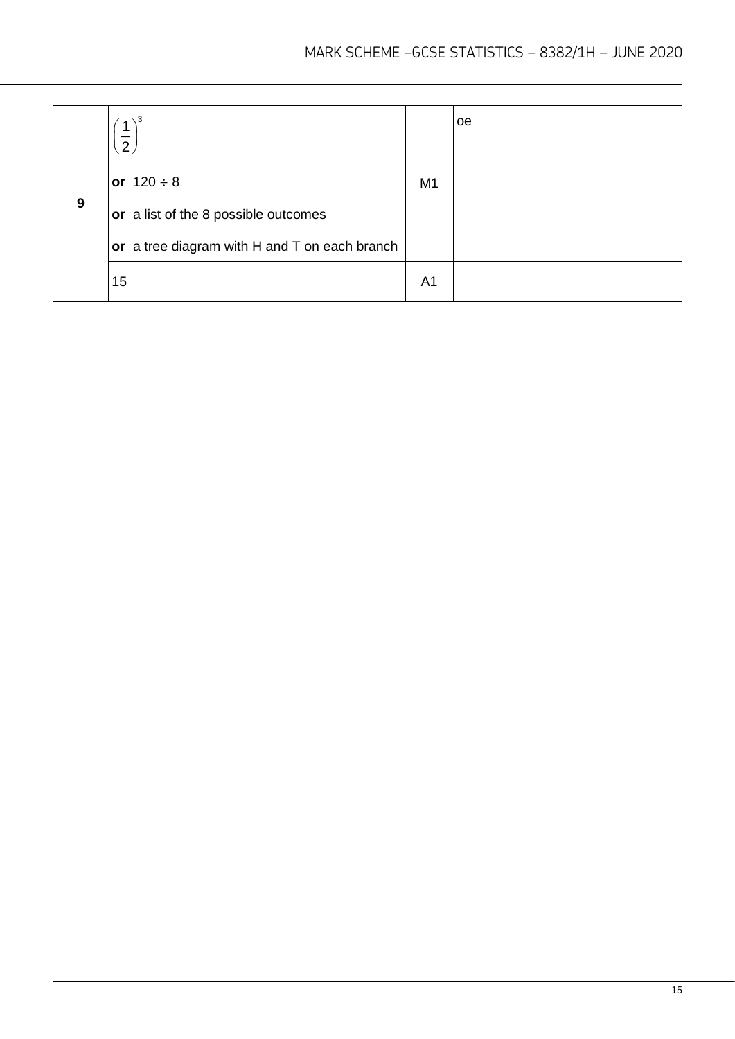| | | | |
|---|---|---|---|
| 9 | $\left(\frac{1}{2}\right)^3$<br><br>**or** $120 \div 8$<br><br>**or** a list of the 8 possible outcomes<br><br>**or** a tree diagram with H and T on each branch | M1 | oe |
| | 15 | A1 | |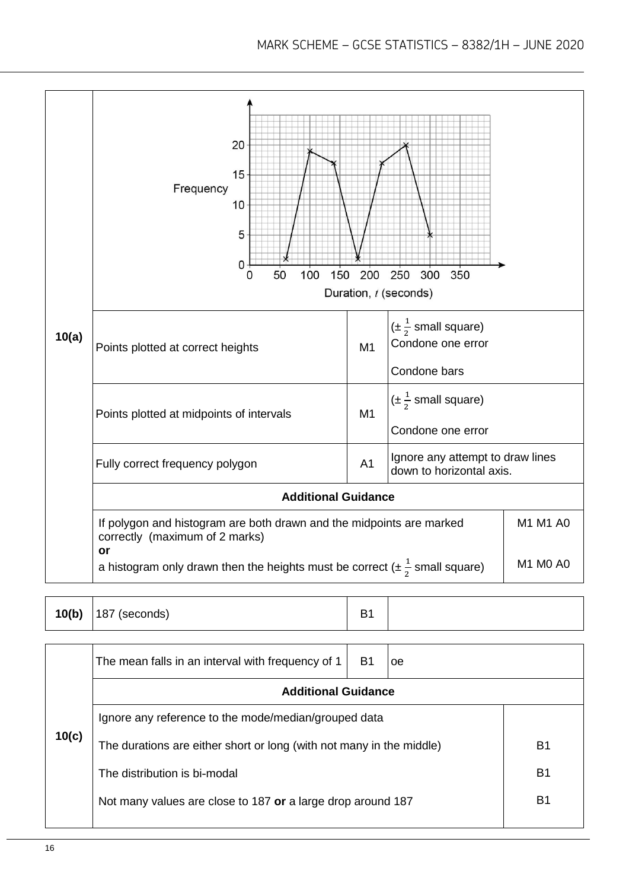| | | | |
|---|---|---|---|
| **10(a)** | (Frequency polygon: Frequency against Duration, $t$ (seconds)) | | |
| | Points plotted at correct heights | M1 | ($\pm \frac{1}{2}$ small square) Condone one error<br><br>Condone bars |
| | Points plotted at midpoints of intervals | M1 | ($\pm \frac{1}{2}$ small square)<br><br>Condone one error |
| | Fully correct frequency polygon | A1 | Ignore any attempt to draw lines down to horizontal axis. |
| | **Additional Guidance** | | |
| | If polygon and histogram are both drawn and the midpoints are marked correctly (maximum of 2 marks) | | M1 M1 A0 |
| | **or**<br>a histogram only drawn then the heights must be correct ($\pm \frac{1}{2}$ small square) | | M1 M0 A0 |

| | | | |
|---|---|---|---|
| **10(b)** | 187 (seconds) | B1 | |

| | | | |
|---|---|---|---|
| **10(c)** | The mean falls in an interval with frequency of 1 | B1 | oe |
| | **Additional Guidance** | | |
| | Ignore any reference to the mode/median/grouped data | | |
| | The durations are either short or long (with not many in the middle) | | B1 |
| | The distribution is bi-modal | | B1 |
| | Not many values are close to 187 **or** a large drop around 187 | | B1 |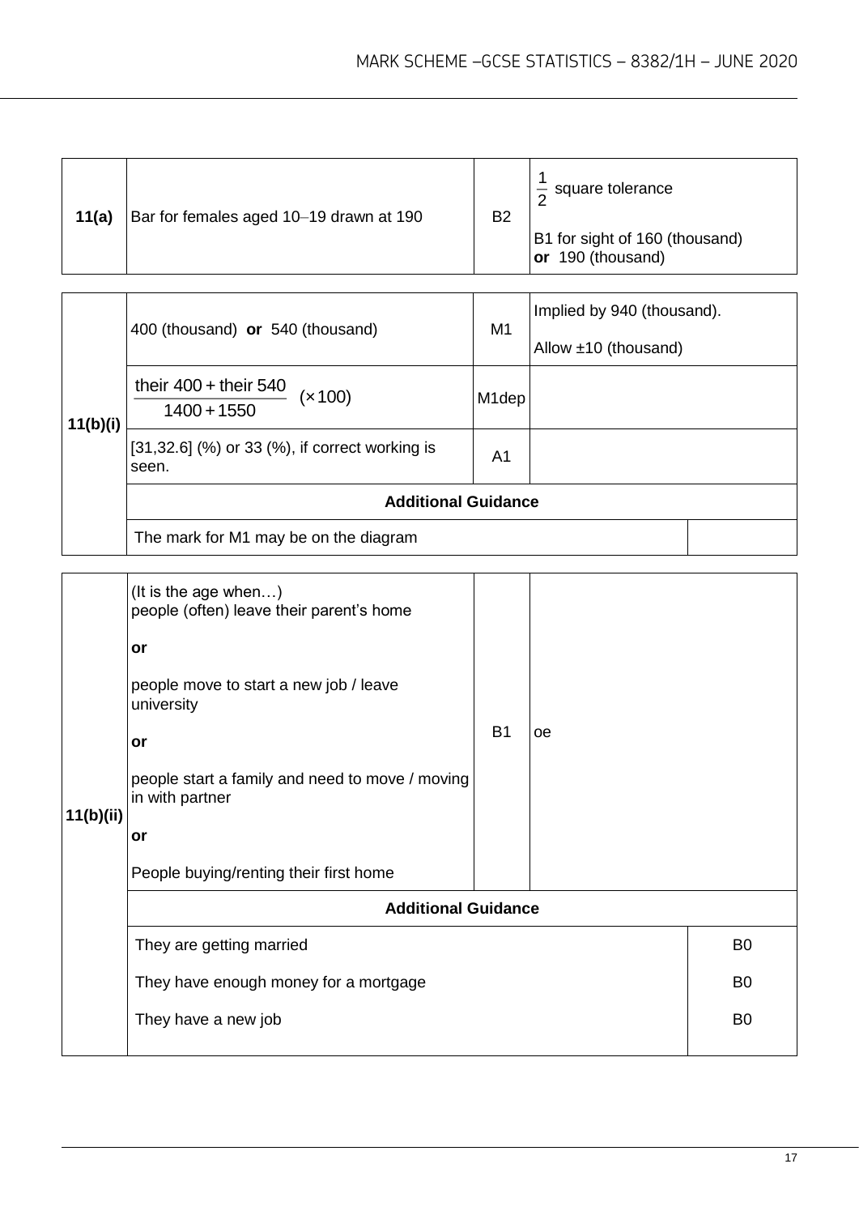| | | | |
|---|---|---|---|
| **11(a)** | Bar for females aged 10–19 drawn at 190 | B2 | $\frac{1}{2}$ square tolerance<br><br>B1 for sight of 160 (thousand) **or** 190 (thousand) |

| | | | |
|---|---|---|---|
| **11(b)(i)** | 400 (thousand) **or** 540 (thousand) | M1 | Implied by 940 (thousand).<br><br>Allow ±10 (thousand) |
| | $\frac{\text{their } 400 + \text{their } 540}{1400 + 1550}$ $(\times 100)$ | M1dep | |
| | [31,32.6] (%) or 33 (%), if correct working is seen. | A1 | |
| | **Additional Guidance** | | |
| | The mark for M1 may be on the diagram | | |

| | | | |
|---|---|---|---|
| **11(b)(ii)** | (It is the age when…)<br>people (often) leave their parent's home<br><br>**or**<br><br>people move to start a new job / leave university<br><br>**or**<br><br>people start a family and need to move / moving in with partner<br><br>**or**<br><br>People buying/renting their first home | B1 | oe |
| | **Additional Guidance** | | |
| | They are getting married | | B0 |
| | They have enough money for a mortgage | | B0 |
| | They have a new job | | B0 |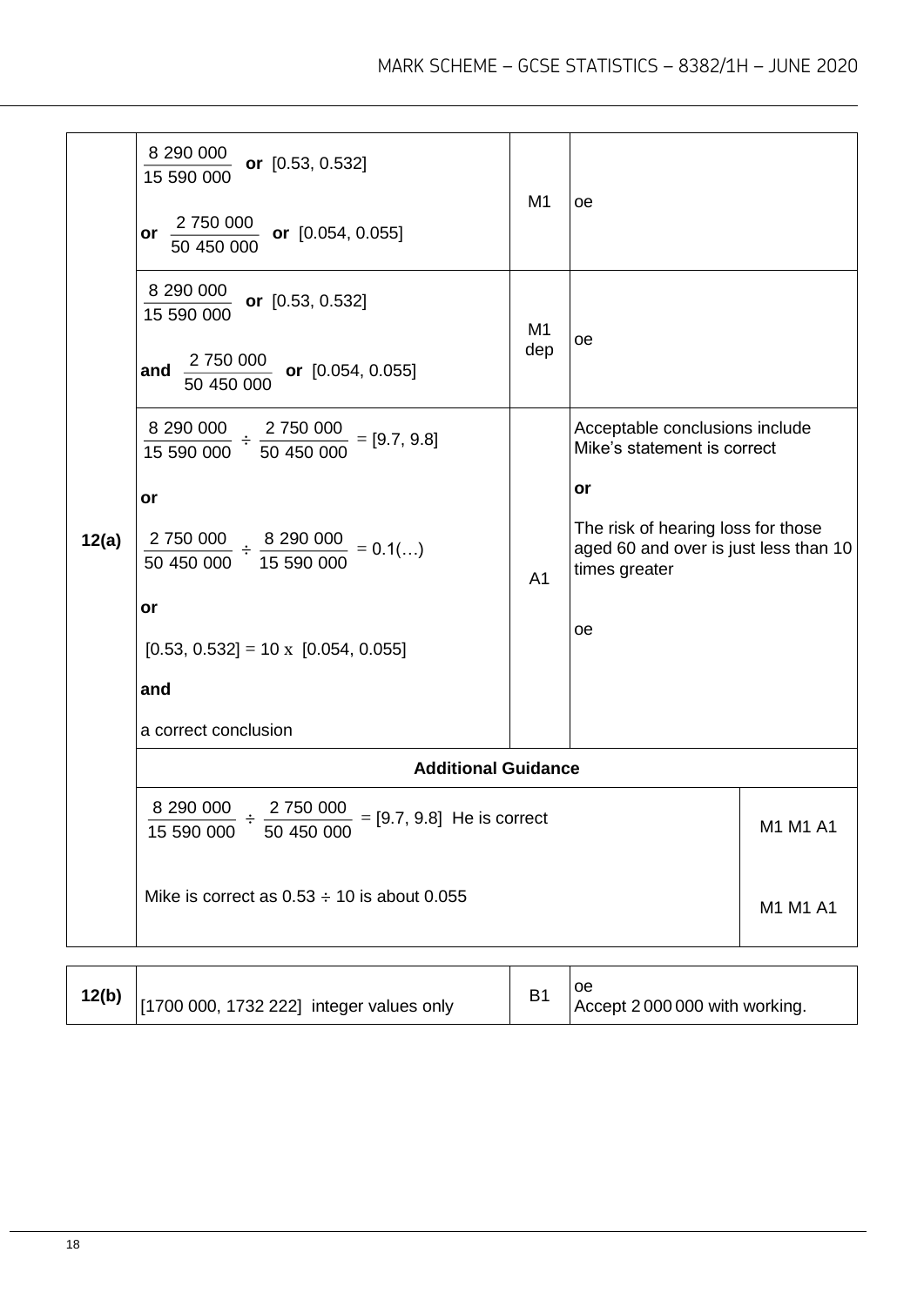| Question | Answer | Mark | Comments |
|---|---|---|---|
| 12(a) | $\frac{8\,290\,000}{15\,590\,000}$ **or** [0.53, 0.532]<br><br>**or** $\frac{2\,750\,000}{50\,450\,000}$ **or** [0.054, 0.055] | M1 | oe |
| | $\frac{8\,290\,000}{15\,590\,000}$ **or** [0.53, 0.532]<br><br>**and** $\frac{2\,750\,000}{50\,450\,000}$ **or** [0.054, 0.055] | M1 dep | oe |
| | $\frac{8\,290\,000}{15\,590\,000} \div \frac{2\,750\,000}{50\,450\,000} = [9.7, 9.8]$<br><br>**or**<br><br>$\frac{2\,750\,000}{50\,450\,000} \div \frac{8\,290\,000}{15\,590\,000} = 0.1(\ldots)$<br><br>**or**<br><br>$[0.53, 0.532] = 10 \times [0.054, 0.055]$<br><br>**and**<br><br>a correct conclusion | A1 | Acceptable conclusions include Mike's statement is correct<br><br>**or**<br><br>The risk of hearing loss for those aged 60 and over is just less than 10 times greater<br><br>oe |
| | **Additional Guidance** | | |
| | $\frac{8\,290\,000}{15\,590\,000} \div \frac{2\,750\,000}{50\,450\,000} = [9.7, 9.8]$ He is correct | | M1 M1 A1 |
| | Mike is correct as $0.53 \div 10$ is about 0.055 | | M1 M1 A1 |

| Question | Answer | Mark | Comments |
|---|---|---|---|
| 12(b) | [1700 000, 1732 222] integer values only | B1 | oe<br>Accept 2 000 000 with working. |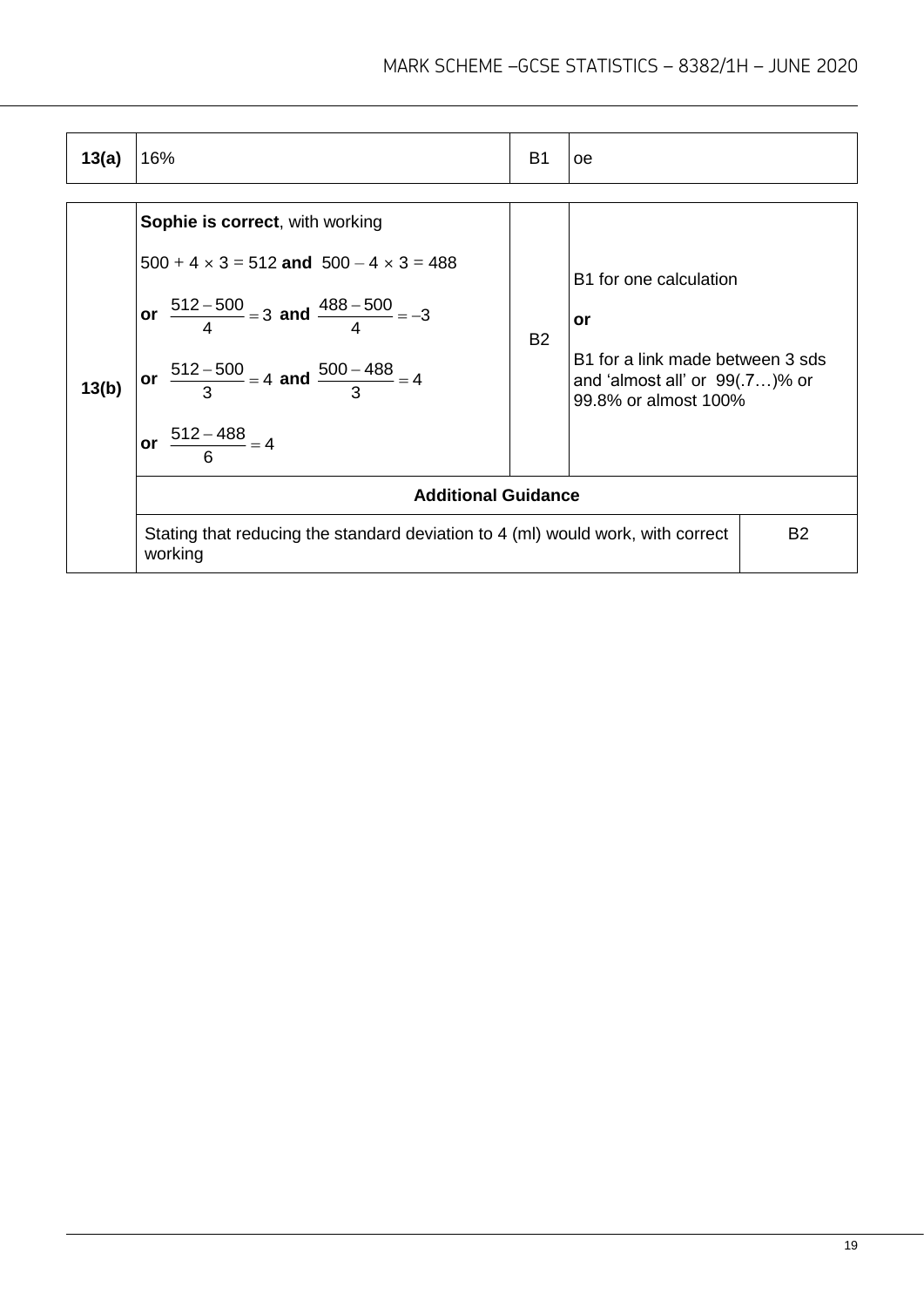| 13(a) | 16% | B1 | oe |
|---|---|---|---|

| 13(b) | | | |
|---|---|---|---|
| | **Sophie is correct**, with working<br><br>$500 + 4 \times 3 = 512$ **and** $500 - 4 \times 3 = 488$<br><br>**or** $\frac{512-500}{4} = 3$ **and** $\frac{488-500}{4} = -3$<br><br>**or** $\frac{512-500}{3} = 4$ **and** $\frac{500-488}{3} = 4$<br><br>**or** $\frac{512-488}{6} = 4$ | B2 | B1 for one calculation<br><br>**or**<br><br>B1 for a link made between 3 sds and 'almost all' or 99(.7…)% or 99.8% or almost 100% |
| | **Additional Guidance** | | |
| | Stating that reducing the standard deviation to 4 (ml) would work, with correct working | | B2 |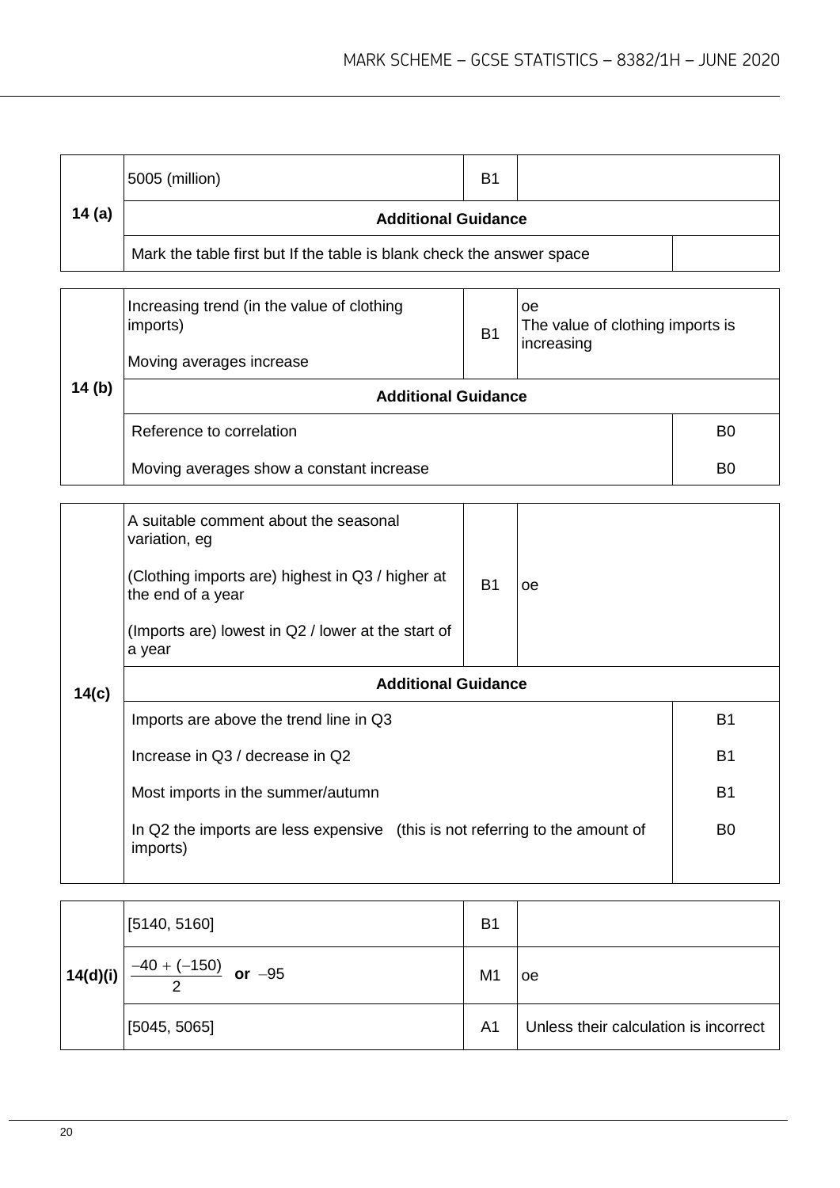| Question | Answer | Mark | Comments |
|---|---|---|---|
| 14 (a) | 5005 (million) | B1 | |
| | **Additional Guidance** | | |
| | Mark the table first but If the table is blank check the answer space | | |

| Question | Answer | Mark | Comments |
|---|---|---|---|
| 14 (b) | Increasing trend (in the value of clothing imports)<br><br>Moving averages increase | B1 | oe<br>The value of clothing imports is increasing |
| | **Additional Guidance** | | |
| | Reference to correlation | | B0 |
| | Moving averages show a constant increase | | B0 |

| Question | Answer | Mark | Comments |
|---|---|---|---|
| 14(c) | A suitable comment about the seasonal variation, eg<br><br>(Clothing imports are) highest in Q3 / higher at the end of a year<br><br>(Imports are) lowest in Q2 / lower at the start of a year | B1 | oe |
| | **Additional Guidance** | | |
| | Imports are above the trend line in Q3 | | B1 |
| | Increase in Q3 / decrease in Q2 | | B1 |
| | Most imports in the summer/autumn | | B1 |
| | In Q2 the imports are less expensive (this is not referring to the amount of imports) | | B0 |

| Question | Answer | Mark | Comments |
|---|---|---|---|
| 14(d)(i) | [5140, 5160] | B1 | |
| | $\frac{-40 + (-150)}{2}$ **or** $-95$ | M1 | oe |
| | [5045, 5065] | A1 | Unless their calculation is incorrect |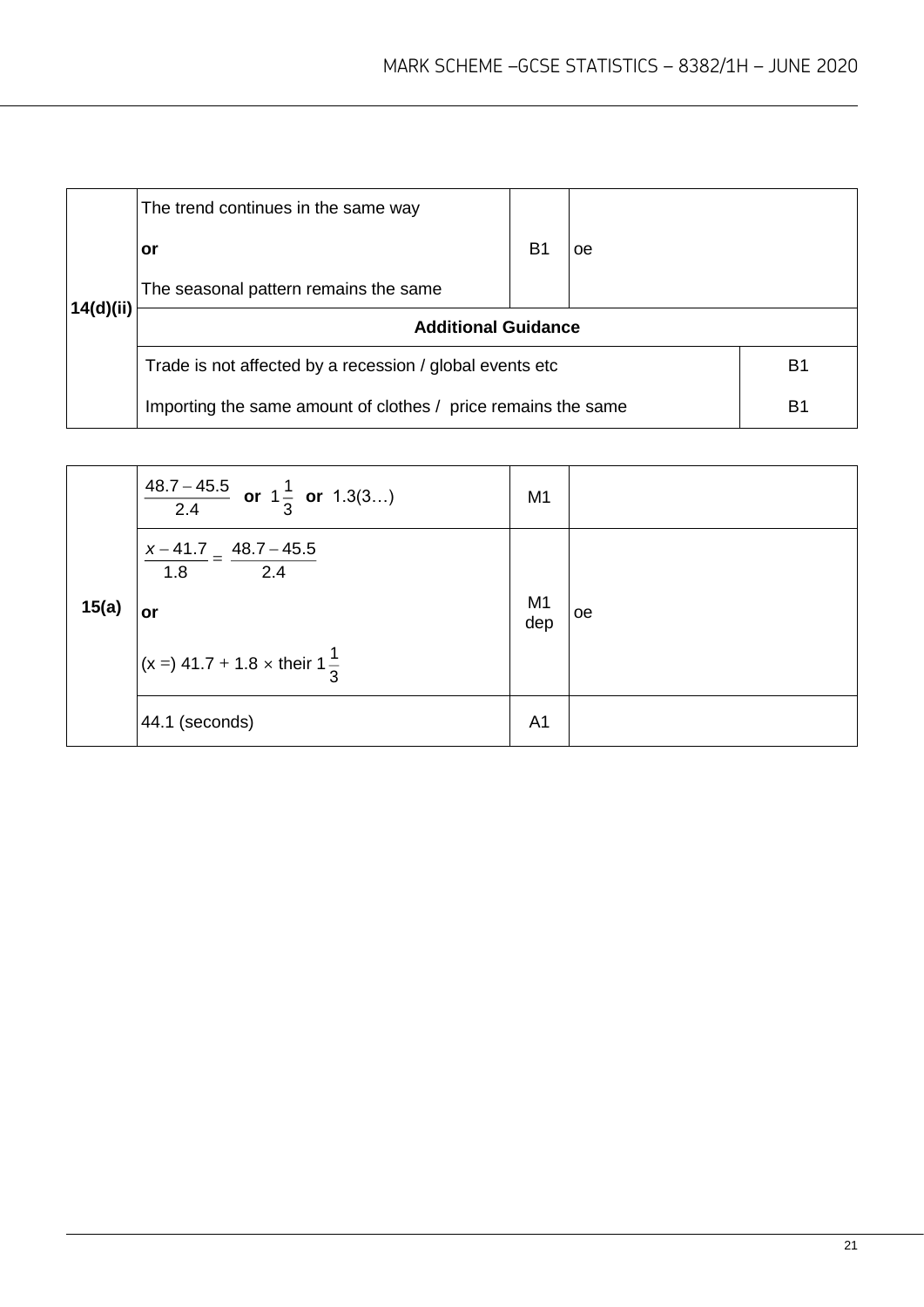| | | | |
|---|---|---|---|
| 14(d)(ii) | The trend continues in the same way<br><br>**or**<br><br>The seasonal pattern remains the same | B1 | oe |
| | **Additional Guidance** | | |
| | Trade is not affected by a recession / global events etc | | B1 |
| | Importing the same amount of clothes / price remains the same | | B1 |

| | | | |
|---|---|---|---|
| 15(a) | $\frac{48.7 - 45.5}{2.4}$ **or** $1\frac{1}{3}$ **or** 1.3(3…) | M1 | |
| | $\frac{x - 41.7}{1.8} = \frac{48.7 - 45.5}{2.4}$<br><br>**or**<br><br>(x =) 41.7 + 1.8 × their $1\frac{1}{3}$ | M1 dep | oe |
| | 44.1 (seconds) | A1 | |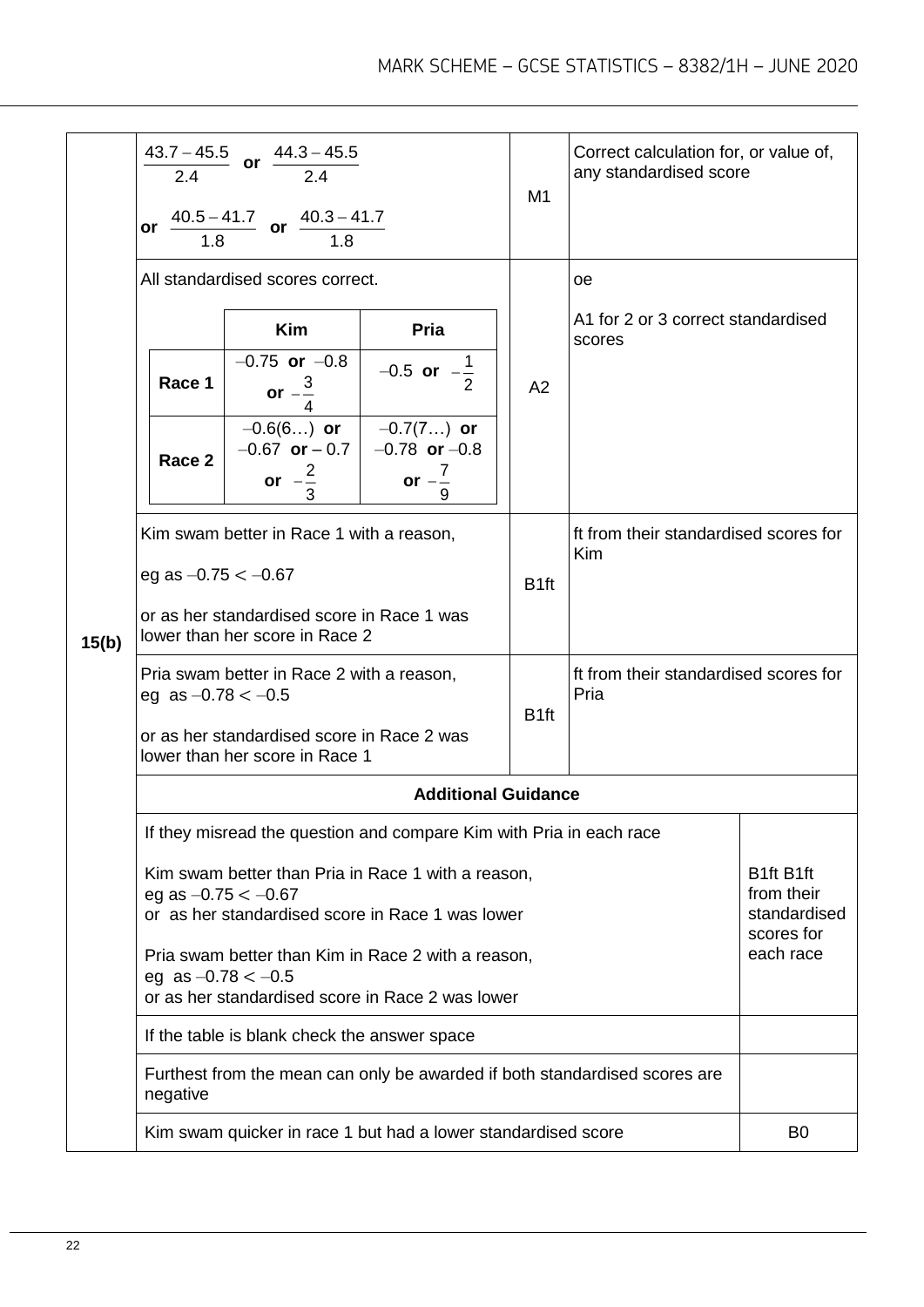| Question | Answer | Mark | Comments |
|---|---|---|---|
| 15(b) | $\frac{43.7 - 45.5}{2.4}$ **or** $\frac{44.3 - 45.5}{2.4}$ **or** $\frac{40.5 - 41.7}{1.8}$ **or** $\frac{40.3 - 41.7}{1.8}$ | M1 | Correct calculation for, or value of, any standardised score |
| | All standardised scores correct.<br><br>Race 1: Kim $-0.75$ **or** $-0.8$ **or** $-\frac{3}{4}$; Pria $-0.5$ **or** $-\frac{1}{2}$<br>Race 2: Kim $-0.6(6\ldots)$ **or** $-0.67$ **or** $-0.7$ **or** $-\frac{2}{3}$; Pria $-0.7(7\ldots)$ **or** $-0.78$ **or** $-0.8$ **or** $-\frac{7}{9}$ | A2 | oe<br><br>A1 for 2 or 3 correct standardised scores |
| | Kim swam better in Race 1 with a reason,<br><br>eg as $-0.75 < -0.67$<br><br>or as her standardised score in Race 1 was lower than her score in Race 2 | B1ft | ft from their standardised scores for Kim |
| | Pria swam better in Race 2 with a reason,<br>eg as $-0.78 < -0.5$<br><br>or as her standardised score in Race 2 was lower than her score in Race 1 | B1ft | ft from their standardised scores for Pria |

| | Kim | Pria |
|---|---|---|
| Race 1 | $-0.75$ **or** $-0.8$ **or** $-\frac{3}{4}$ | $-0.5$ **or** $-\frac{1}{2}$ |
| Race 2 | $-0.6(6\ldots)$ **or** $-0.67$ **or** $-0.7$ **or** $-\frac{2}{3}$ | $-0.7(7\ldots)$ **or** $-0.78$ **or** $-0.8$ **or** $-\frac{7}{9}$ |

**Additional Guidance**

| Guidance | Mark |
|---|---|
| If they misread the question and compare Kim with Pria in each race<br><br>Kim swam better than Pria in Race 1 with a reason,<br>eg as $-0.75 < -0.67$<br>or as her standardised score in Race 1 was lower<br><br>Pria swam better than Kim in Race 2 with a reason,<br>eg as $-0.78 < -0.5$<br>or as her standardised score in Race 2 was lower | B1ft B1ft from their standardised scores for each race |
| If the table is blank check the answer space | |
| Furthest from the mean can only be awarded if both standardised scores are negative | |
| Kim swam quicker in race 1 but had a lower standardised score | B0 |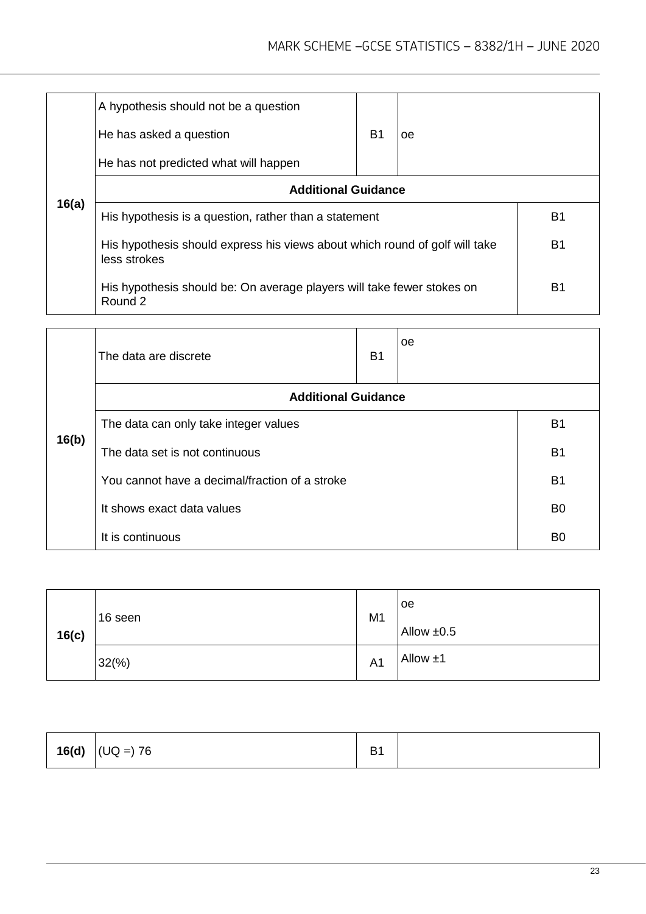| 16(a) | | | |
|---|---|---|---|
| | A hypothesis should not be a question<br><br>He has asked a question<br><br>He has not predicted what will happen | B1 | oe |
| | **Additional Guidance** | | |
| | His hypothesis is a question, rather than a statement | | B1 |
| | His hypothesis should express his views about which round of golf will take less strokes | | B1 |
| | His hypothesis should be: On average players will take fewer stokes on Round 2 | | B1 |

| 16(b) | | | |
|---|---|---|---|
| | The data are discrete | B1 | oe |
| | **Additional Guidance** | | |
| | The data can only take integer values | | B1 |
| | The data set is not continuous | | B1 |
| | You cannot have a decimal/fraction of a stroke | | B1 |
| | It shows exact data values | | B0 |
| | It is continuous | | B0 |

| 16(c) | | | |
|---|---|---|---|
| | 16 seen | M1 | oe<br><br>Allow ±0.5 |
| | 32(%) | A1 | Allow ±1 |

| 16(d) | (UQ =) 76 | B1 | |
|---|---|---|---|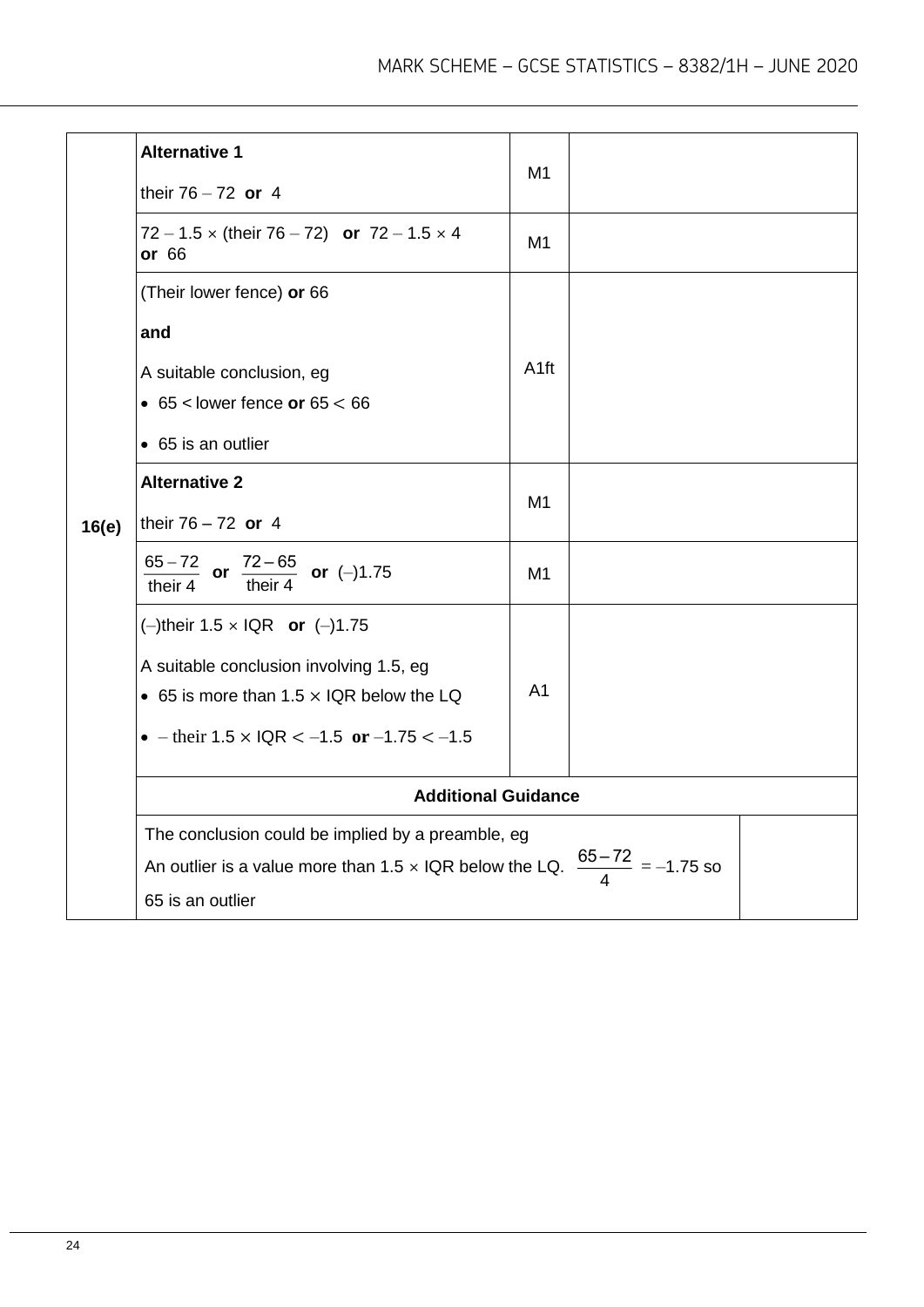| Question | Answer | Mark | Comments |
|---|---|---|---|
| 16(e) | **Alternative 1**<br><br>their $76 - 72$ **or** 4 | M1 | |
| | $72 - 1.5 \times$ (their $76 - 72$) **or** $72 - 1.5 \times 4$ **or** 66 | M1 | |
| | (Their lower fence) **or** 66<br><br>**and**<br><br>A suitable conclusion, eg<br>• $65 <$ lower fence **or** $65 < 66$<br>• 65 is an outlier | A1ft | |
| | **Alternative 2**<br><br>their $76 - 72$ **or** 4 | M1 | |
| | $\frac{65-72}{\text{their } 4}$ **or** $\frac{72-65}{\text{their } 4}$ **or** $(-)1.75$ | M1 | |
| | $(-)$their $1.5 \times$ IQR **or** $(-)1.75$<br><br>A suitable conclusion involving 1.5, eg<br>• 65 is more than $1.5 \times$ IQR below the LQ<br>• $-$ their $1.5 \times \text{IQR} < -1.5$ **or** $-1.75 < -1.5$ | A1 | |
| | **Additional Guidance** | | |
| | The conclusion could be implied by a preamble, eg<br>An outlier is a value more than $1.5 \times$ IQR below the LQ. $\frac{65-72}{4} = -1.75$ so 65 is an outlier | | |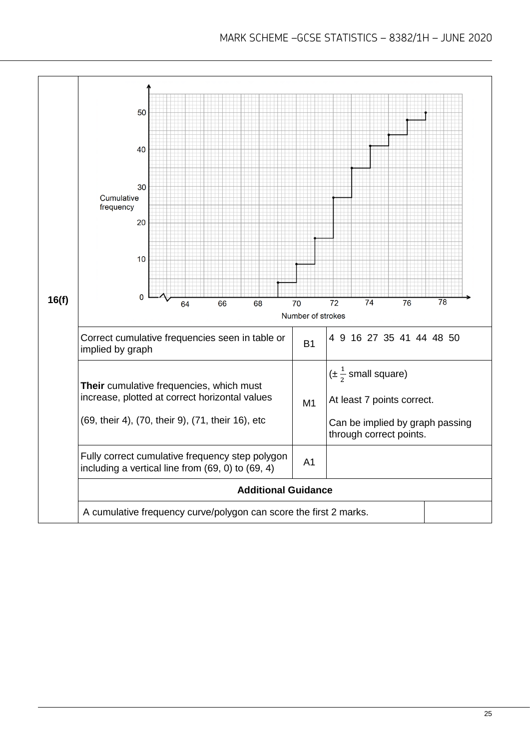| 16(f) | | | |
|---|---|---|---|
| | Correct cumulative frequencies seen in table or implied by graph | B1 | 4 9 16 27 35 41 44 48 50 |
| | **Their** cumulative frequencies, which must increase, plotted at correct horizontal values<br><br>(69, their 4), (70, their 9), (71, their 16), etc | M1 | ($\pm \frac{1}{2}$ small square)<br><br>At least 7 points correct.<br><br>Can be implied by graph passing through correct points. |
| | Fully correct cumulative frequency step polygon including a vertical line from (69, 0) to (69, 4) | A1 | |
| | **Additional Guidance** | | |
| | A cumulative frequency curve/polygon can score the first 2 marks. | | |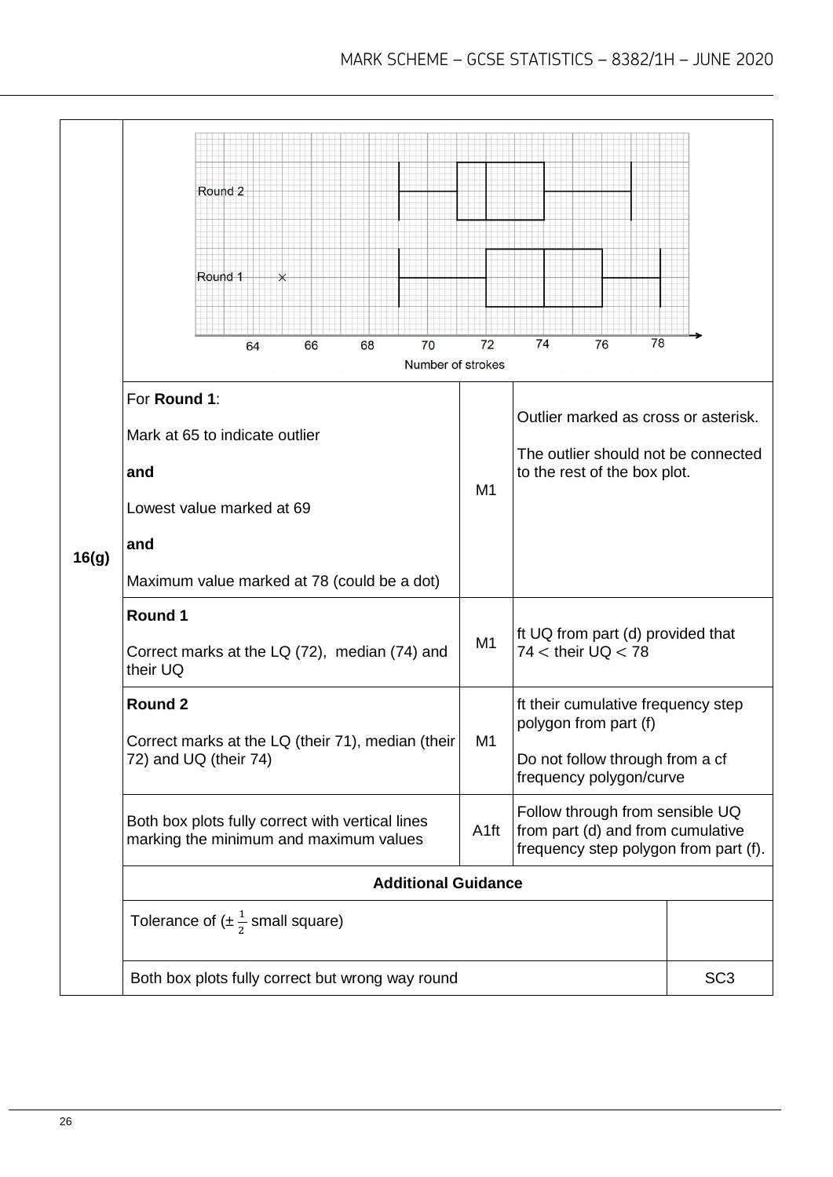| Question | Answer | Marks | Comments |
|---|---|---|---|
| 16(g) | For **Round 1**:<br><br>Mark at 65 to indicate outlier<br><br>**and**<br><br>Lowest value marked at 69<br><br>**and**<br><br>Maximum value marked at 78 (could be a dot) | M1 | Outlier marked as cross or asterisk.<br><br>The outlier should not be connected to the rest of the box plot. |
| | **Round 1**<br><br>Correct marks at the LQ (72), median (74) and their UQ | M1 | ft UQ from part (d) provided that $74 < $ their UQ $< 78$ |
| | **Round 2**<br><br>Correct marks at the LQ (their 71), median (their 72) and UQ (their 74) | M1 | ft their cumulative frequency step polygon from part (f)<br><br>Do not follow through from a cf frequency polygon/curve |
| | Both box plots fully correct with vertical lines marking the minimum and maximum values | A1ft | Follow through from sensible UQ from part (d) and from cumulative frequency step polygon from part (f). |
| | **Additional Guidance** | | |
| | Tolerance of ($\pm \frac{1}{2}$ small square) | | |
| | Both box plots fully correct but wrong way round | | SC3 |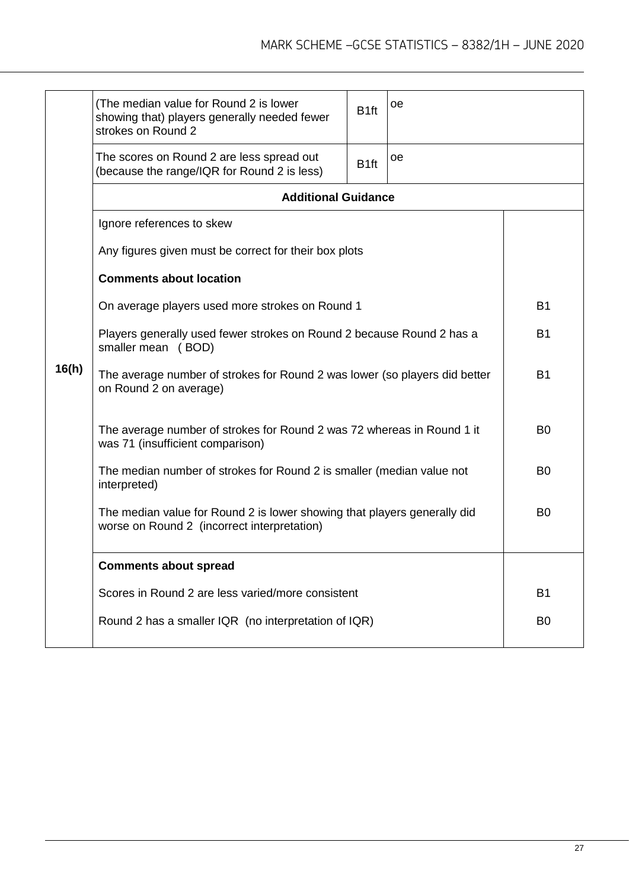| Question | Answer | Marks | Comments | |
|---|---|---|---|---|
| 16(h) | (The median value for Round 2 is lower showing that) players generally needed fewer strokes on Round 2 | B1ft | oe | |
| | The scores on Round 2 are less spread out (because the range/IQR for Round 2 is less) | B1ft | oe | |
| | **Additional Guidance** | | | |
| | Ignore references to skew | | | |
| | Any figures given must be correct for their box plots | | | |
| | **Comments about location** | | | |
| | On average players used more strokes on Round 1 | | | B1 |
| | Players generally used fewer strokes on Round 2 because Round 2 has a smaller mean ( BOD) | | | B1 |
| | The average number of strokes for Round 2 was lower (so players did better on Round 2 on average) | | | B1 |
| | The average number of strokes for Round 2 was 72 whereas in Round 1 it was 71 (insufficient comparison) | | | B0 |
| | The median number of strokes for Round 2 is smaller (median value not interpreted) | | | B0 |
| | The median value for Round 2 is lower showing that players generally did worse on Round 2 (incorrect interpretation) | | | B0 |
| | **Comments about spread** | | | |
| | Scores in Round 2 are less varied/more consistent | | | B1 |
| | Round 2 has a smaller IQR (no interpretation of IQR) | | | B0 |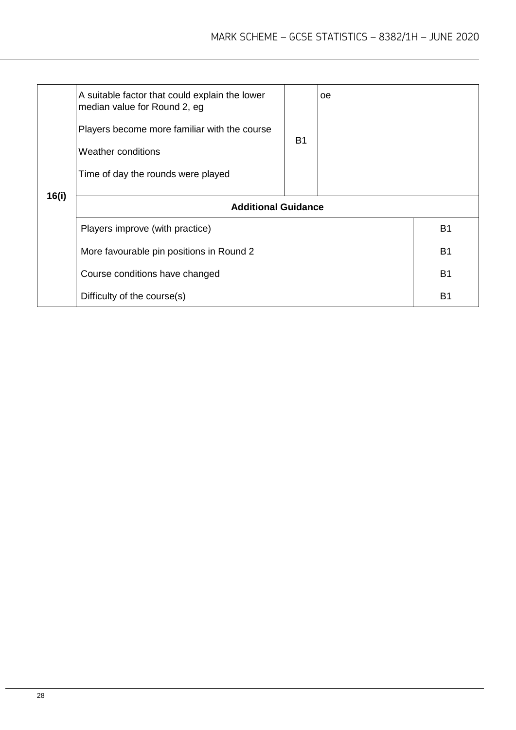| Question | Answer | Mark | Comments |
|---|---|---|---|
| 16(i) | A suitable factor that could explain the lower median value for Round 2, eg<br><br>Players become more familiar with the course<br><br>Weather conditions<br><br>Time of day the rounds were played | B1 | oe |
| | **Additional Guidance** | | |
| | Players improve (with practice) | | B1 |
| | More favourable pin positions in Round 2 | | B1 |
| | Course conditions have changed | | B1 |
| | Difficulty of the course(s) | | B1 |